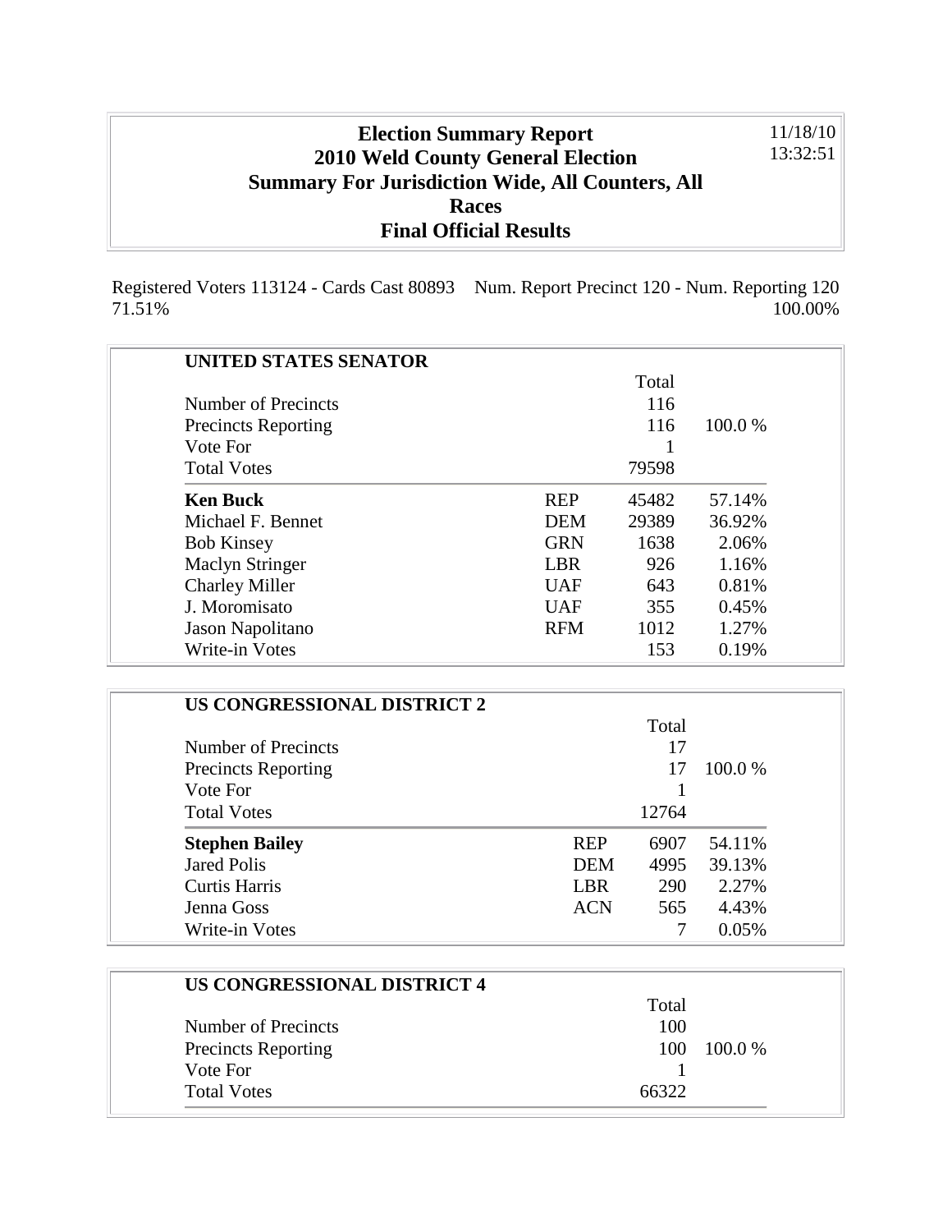# Election Summary Report
## 2010 Weld County General Election
## Summary For Jurisdiction Wide, All Counters, All Races
## Final Official Results

11/18/10
13:32:51

Registered Voters 113124 - Cards Cast 80893 71.51%

Num. Report Precinct 120 - Num. Reporting 120 100.00%

### UNITED STATES SENATOR

| | | Total | |
|---|---|---|---|
| Number of Precincts | | 116 | |
| Precincts Reporting | | 116 | 100.0 % |
| Vote For | | 1 | |
| Total Votes | | 79598 | |
| **Ken Buck** | REP | 45482 | 57.14% |
| Michael F. Bennet | DEM | 29389 | 36.92% |
| Bob Kinsey | GRN | 1638 | 2.06% |
| Maclyn Stringer | LBR | 926 | 1.16% |
| Charley Miller | UAF | 643 | 0.81% |
| J. Moromisato | UAF | 355 | 0.45% |
| Jason Napolitano | RFM | 1012 | 1.27% |
| Write-in Votes | | 153 | 0.19% |

### US CONGRESSIONAL DISTRICT 2

| | | Total | |
|---|---|---|---|
| Number of Precincts | | 17 | |
| Precincts Reporting | | 17 | 100.0 % |
| Vote For | | 1 | |
| Total Votes | | 12764 | |
| **Stephen Bailey** | REP | 6907 | 54.11% |
| Jared Polis | DEM | 4995 | 39.13% |
| Curtis Harris | LBR | 290 | 2.27% |
| Jenna Goss | ACN | 565 | 4.43% |
| Write-in Votes | | 7 | 0.05% |

### US CONGRESSIONAL DISTRICT 4

| | Total | |
|---|---|---|
| Number of Precincts | 100 | |
| Precincts Reporting | 100 | 100.0 % |
| Vote For | 1 | |
| Total Votes | 66322 | |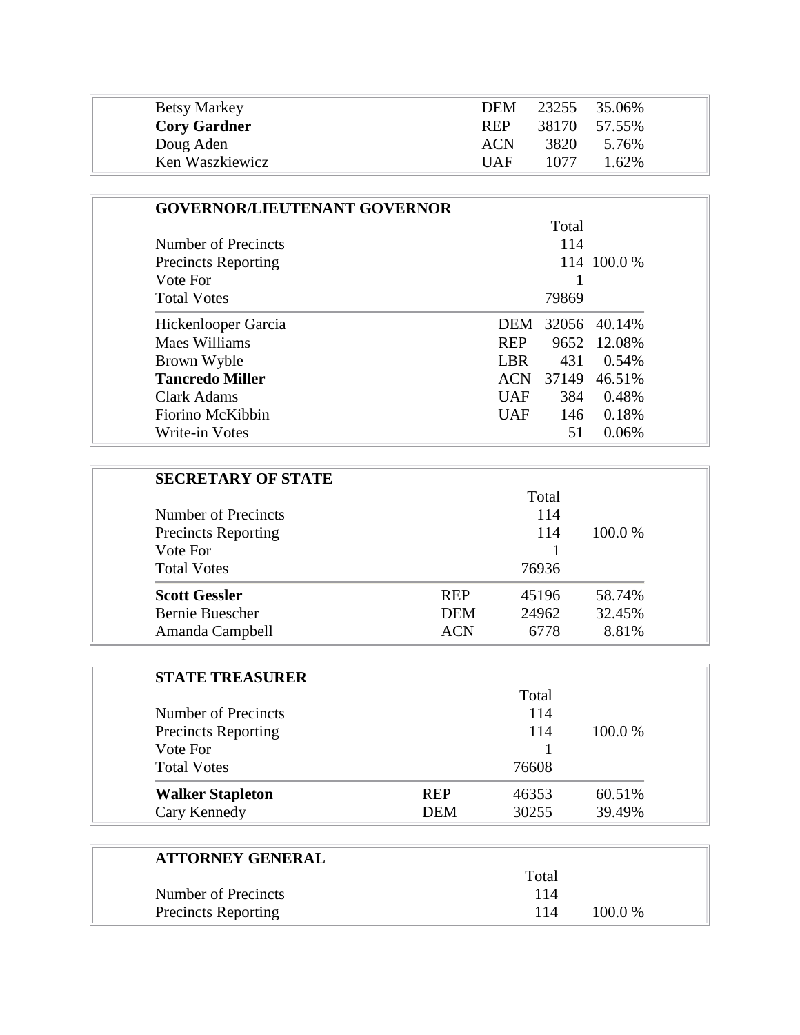| | | | |
|---|---|---|---|
| Betsy Markey | DEM | 23255 | 35.06% |
| **Cory Gardner** | REP | 38170 | 57.55% |
| Doug Aden | ACN | 3820 | 5.76% |
| Ken Waszkiewicz | UAF | 1077 | 1.62% |

## GOVERNOR/LIEUTENANT GOVERNOR

| | | Total | |
|---|---|---|---|
| Number of Precincts | | 114 | |
| Precincts Reporting | | 114 | 100.0 % |
| Vote For | | 1 | |
| Total Votes | | 79869 | |
| Hickenlooper Garcia | DEM | 32056 | 40.14% |
| Maes Williams | REP | 9652 | 12.08% |
| Brown Wyble | LBR | 431 | 0.54% |
| **Tancredo Miller** | ACN | 37149 | 46.51% |
| Clark Adams | UAF | 384 | 0.48% |
| Fiorino McKibbin | UAF | 146 | 0.18% |
| Write-in Votes | | 51 | 0.06% |

## SECRETARY OF STATE

| | | Total | |
|---|---|---|---|
| Number of Precincts | | 114 | |
| Precincts Reporting | | 114 | 100.0 % |
| Vote For | | 1 | |
| Total Votes | | 76936 | |
| **Scott Gessler** | REP | 45196 | 58.74% |
| Bernie Buescher | DEM | 24962 | 32.45% |
| Amanda Campbell | ACN | 6778 | 8.81% |

## STATE TREASURER

| | | Total | |
|---|---|---|---|
| Number of Precincts | | 114 | |
| Precincts Reporting | | 114 | 100.0 % |
| Vote For | | 1 | |
| Total Votes | | 76608 | |
| **Walker Stapleton** | REP | 46353 | 60.51% |
| Cary Kennedy | DEM | 30255 | 39.49% |

## ATTORNEY GENERAL

| | | Total | |
|---|---|---|---|
| Number of Precincts | | 114 | |
| Precincts Reporting | | 114 | 100.0 % |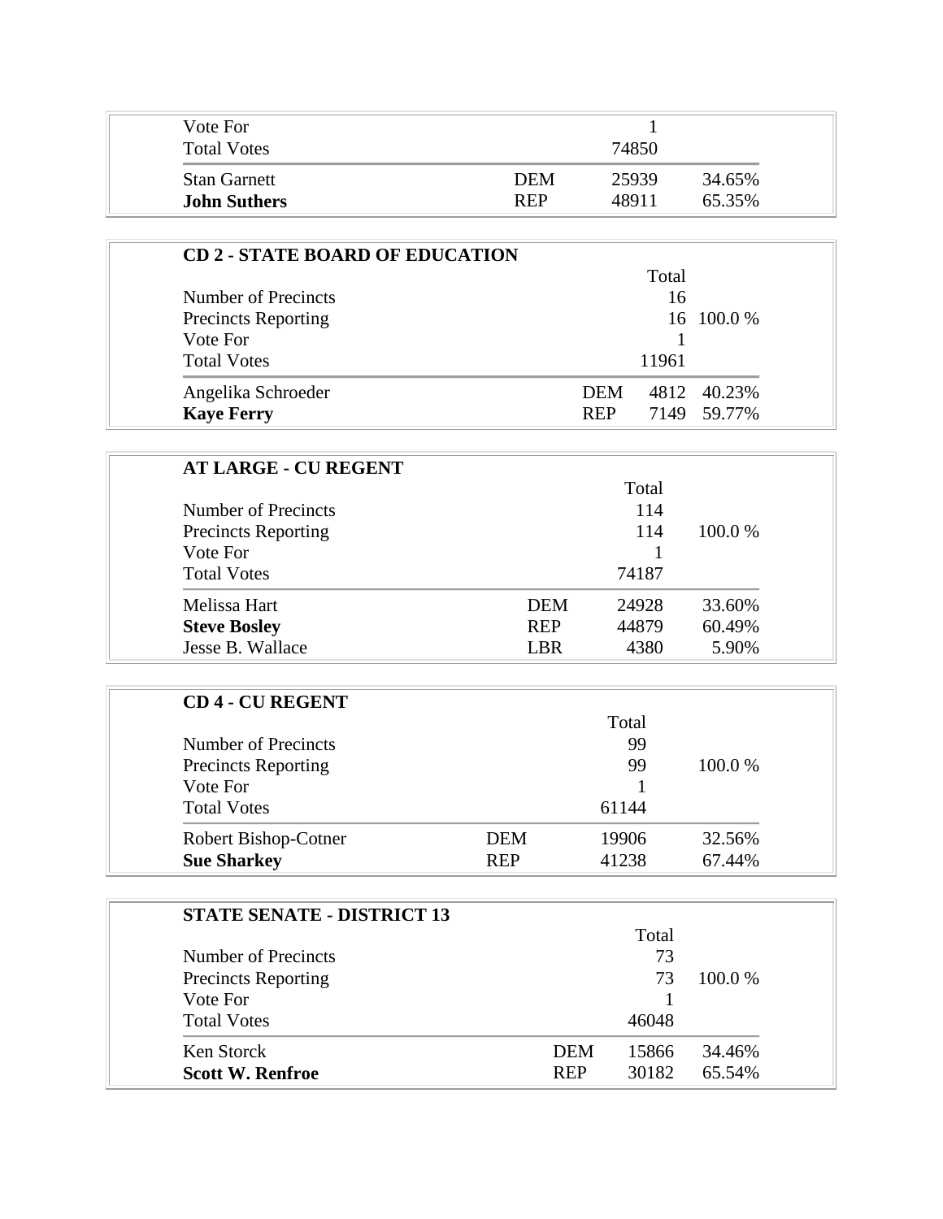| | | | |
|---|---|---|---|
| Vote For | | 1 | |
| Total Votes | | 74850 | |
| Stan Garnett | DEM | 25939 | 34.65% |
| **John Suthers** | REP | 48911 | 65.35% |

**CD 2 - STATE BOARD OF EDUCATION**

| | | Total | |
|---|---|---|---|
| Number of Precincts | | 16 | |
| Precincts Reporting | | 16 | 100.0 % |
| Vote For | | 1 | |
| Total Votes | | 11961 | |
| Angelika Schroeder | DEM | 4812 | 40.23% |
| **Kaye Ferry** | REP | 7149 | 59.77% |

**AT LARGE - CU REGENT**

| | | Total | |
|---|---|---|---|
| Number of Precincts | | 114 | |
| Precincts Reporting | | 114 | 100.0 % |
| Vote For | | 1 | |
| Total Votes | | 74187 | |
| Melissa Hart | DEM | 24928 | 33.60% |
| **Steve Bosley** | REP | 44879 | 60.49% |
| Jesse B. Wallace | LBR | 4380 | 5.90% |

**CD 4 - CU REGENT**

| | | Total | |
|---|---|---|---|
| Number of Precincts | | 99 | |
| Precincts Reporting | | 99 | 100.0 % |
| Vote For | | 1 | |
| Total Votes | | 61144 | |
| Robert Bishop-Cotner | DEM | 19906 | 32.56% |
| **Sue Sharkey** | REP | 41238 | 67.44% |

**STATE SENATE - DISTRICT 13**

| | | Total | |
|---|---|---|---|
| Number of Precincts | | 73 | |
| Precincts Reporting | | 73 | 100.0 % |
| Vote For | | 1 | |
| Total Votes | | 46048 | |
| Ken Storck | DEM | 15866 | 34.46% |
| **Scott W. Renfroe** | REP | 30182 | 65.54% |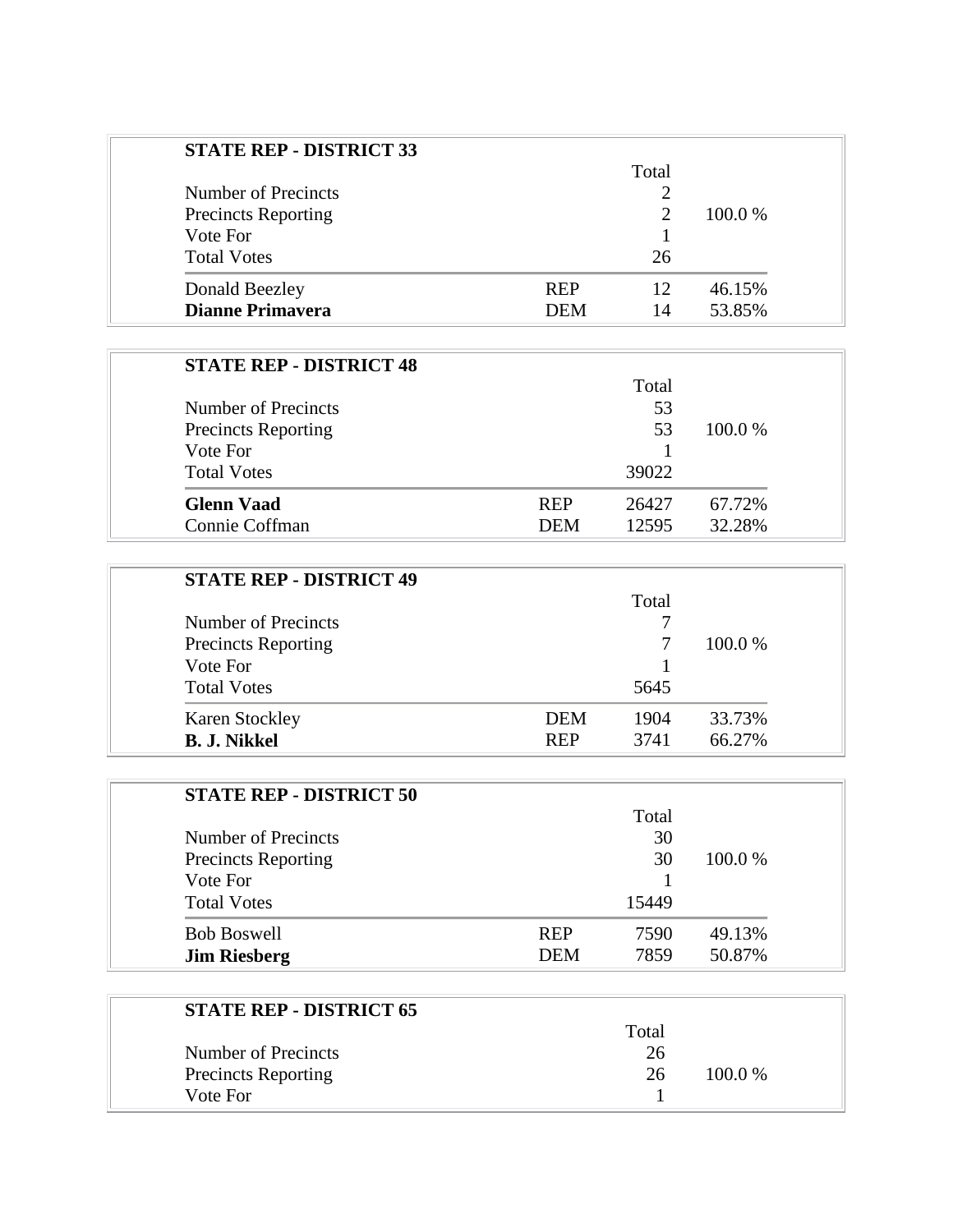| **STATE REP - DISTRICT 33** | | | |
|---|---|---|---|
| | | Total | |
| Number of Precincts | | 2 | |
| Precincts Reporting | | 2 | 100.0 % |
| Vote For | | 1 | |
| Total Votes | | 26 | |
| Donald Beezley | REP | 12 | 46.15% |
| **Dianne Primavera** | DEM | 14 | 53.85% |

| **STATE REP - DISTRICT 48** | | | |
|---|---|---|---|
| | | Total | |
| Number of Precincts | | 53 | |
| Precincts Reporting | | 53 | 100.0 % |
| Vote For | | 1 | |
| Total Votes | | 39022 | |
| **Glenn Vaad** | REP | 26427 | 67.72% |
| Connie Coffman | DEM | 12595 | 32.28% |

| **STATE REP - DISTRICT 49** | | | |
|---|---|---|---|
| | | Total | |
| Number of Precincts | | 7 | |
| Precincts Reporting | | 7 | 100.0 % |
| Vote For | | 1 | |
| Total Votes | | 5645 | |
| Karen Stockley | DEM | 1904 | 33.73% |
| **B. J. Nikkel** | REP | 3741 | 66.27% |

| **STATE REP - DISTRICT 50** | | | |
|---|---|---|---|
| | | Total | |
| Number of Precincts | | 30 | |
| Precincts Reporting | | 30 | 100.0 % |
| Vote For | | 1 | |
| Total Votes | | 15449 | |
| Bob Boswell | REP | 7590 | 49.13% |
| **Jim Riesberg** | DEM | 7859 | 50.87% |

| **STATE REP - DISTRICT 65** | | | |
|---|---|---|---|
| | | Total | |
| Number of Precincts | | 26 | |
| Precincts Reporting | | 26 | 100.0 % |
| Vote For | | 1 | |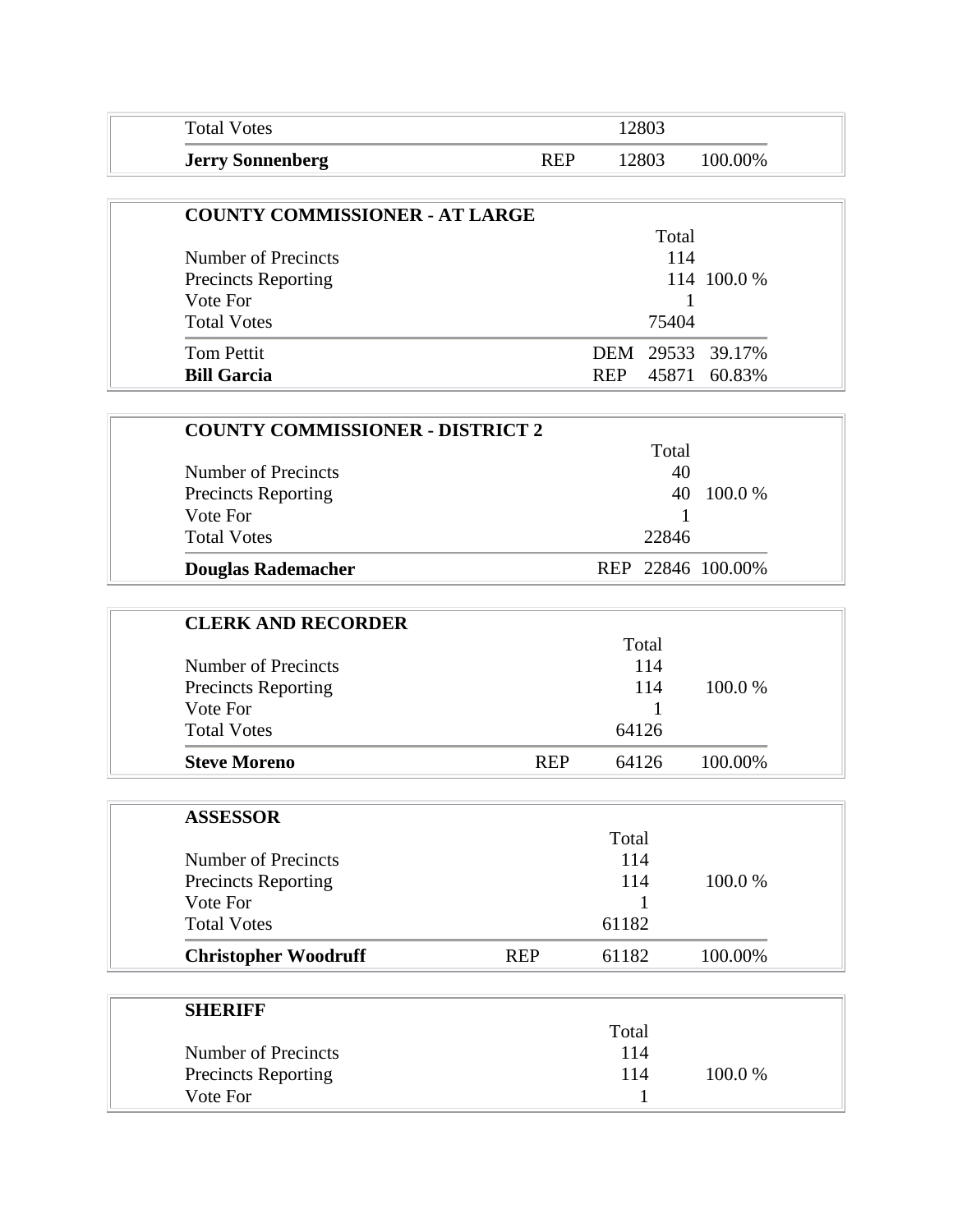| | | | |
|---|---|---|---|
| Total Votes | | 12803 | |
| **Jerry Sonnenberg** | REP | 12803 | 100.00% |

**COUNTY COMMISSIONER - AT LARGE**

| | | Total | |
|---|---|---|---|
| Number of Precincts | | 114 | |
| Precincts Reporting | | 114 | 100.0 % |
| Vote For | | 1 | |
| Total Votes | | 75404 | |
| Tom Pettit | DEM | 29533 | 39.17% |
| **Bill Garcia** | REP | 45871 | 60.83% |

**COUNTY COMMISSIONER - DISTRICT 2**

| | | Total | |
|---|---|---|---|
| Number of Precincts | | 40 | |
| Precincts Reporting | | 40 | 100.0 % |
| Vote For | | 1 | |
| Total Votes | | 22846 | |
| **Douglas Rademacher** | REP | 22846 | 100.00% |

**CLERK AND RECORDER**

| | | Total | |
|---|---|---|---|
| Number of Precincts | | 114 | |
| Precincts Reporting | | 114 | 100.0 % |
| Vote For | | 1 | |
| Total Votes | | 64126 | |
| **Steve Moreno** | REP | 64126 | 100.00% |

**ASSESSOR**

| | | Total | |
|---|---|---|---|
| Number of Precincts | | 114 | |
| Precincts Reporting | | 114 | 100.0 % |
| Vote For | | 1 | |
| Total Votes | | 61182 | |
| **Christopher Woodruff** | REP | 61182 | 100.00% |

**SHERIFF**

| | | Total | |
|---|---|---|---|
| Number of Precincts | | 114 | |
| Precincts Reporting | | 114 | 100.0 % |
| Vote For | | 1 | |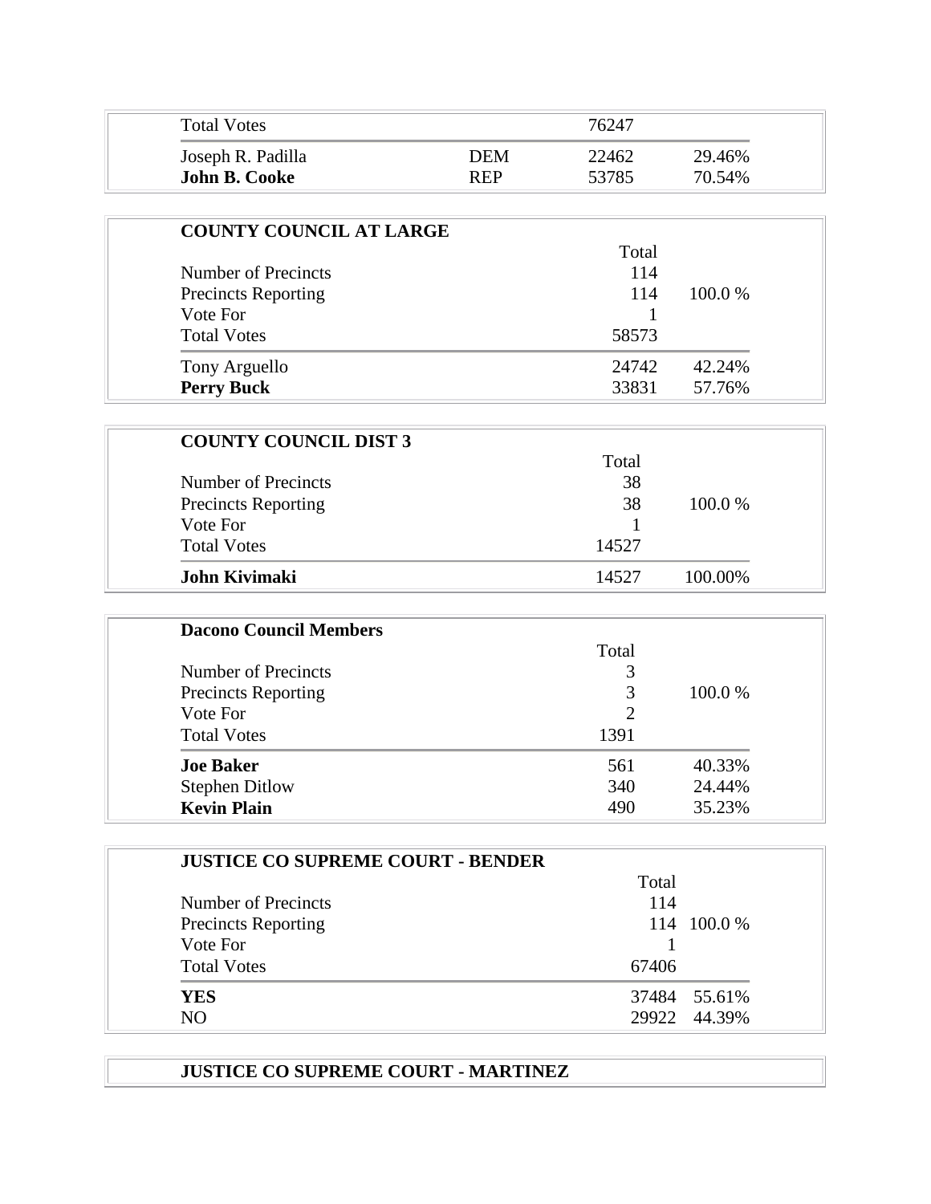| | | | |
|---|---|---|---|
| Total Votes | | 76247 | |
| Joseph R. Padilla | DEM | 22462 | 29.46% |
| **John B. Cooke** | REP | 53785 | 70.54% |

**COUNTY COUNCIL AT LARGE**

| | Total | |
|---|---|---|
| Number of Precincts | 114 | |
| Precincts Reporting | 114 | 100.0 % |
| Vote For | 1 | |
| Total Votes | 58573 | |
| Tony Arguello | 24742 | 42.24% |
| **Perry Buck** | 33831 | 57.76% |

**COUNTY COUNCIL DIST 3**

| | Total | |
|---|---|---|
| Number of Precincts | 38 | |
| Precincts Reporting | 38 | 100.0 % |
| Vote For | 1 | |
| Total Votes | 14527 | |
| **John Kivimaki** | 14527 | 100.00% |

**Dacono Council Members**

| | Total | |
|---|---|---|
| Number of Precincts | 3 | |
| Precincts Reporting | 3 | 100.0 % |
| Vote For | 2 | |
| Total Votes | 1391 | |
| **Joe Baker** | 561 | 40.33% |
| Stephen Ditlow | 340 | 24.44% |
| **Kevin Plain** | 490 | 35.23% |

**JUSTICE CO SUPREME COURT - BENDER**

| | Total | |
|---|---|---|
| Number of Precincts | 114 | |
| Precincts Reporting | 114 | 100.0 % |
| Vote For | 1 | |
| Total Votes | 67406 | |
| **YES** | 37484 | 55.61% |
| NO | 29922 | 44.39% |

**JUSTICE CO SUPREME COURT - MARTINEZ**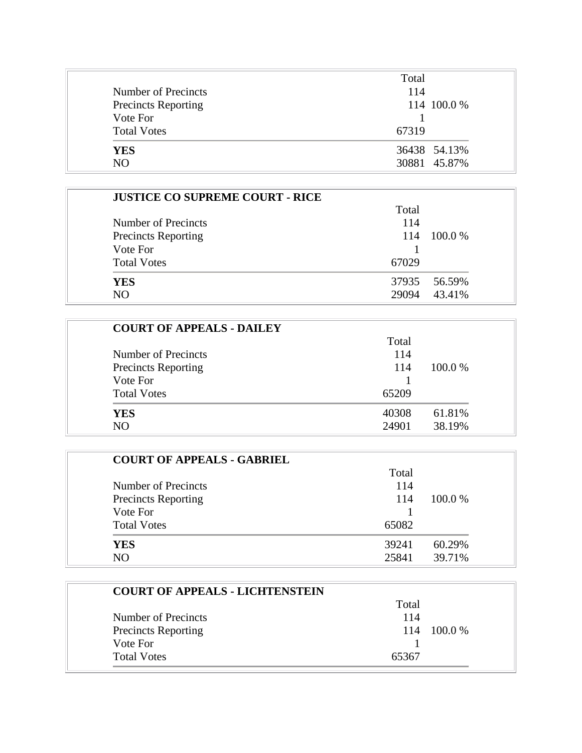| | Total | |
|---|---|---|
| Number of Precincts | 114 | |
| Precincts Reporting | 114 | 100.0 % |
| Vote For | 1 | |
| Total Votes | 67319 | |
| **YES** | 36438 | 54.13% |
| NO | 30881 | 45.87% |

**JUSTICE CO SUPREME COURT - RICE**

| | Total | |
|---|---|---|
| Number of Precincts | 114 | |
| Precincts Reporting | 114 | 100.0 % |
| Vote For | 1 | |
| Total Votes | 67029 | |
| **YES** | 37935 | 56.59% |
| NO | 29094 | 43.41% |

**COURT OF APPEALS - DAILEY**

| | Total | |
|---|---|---|
| Number of Precincts | 114 | |
| Precincts Reporting | 114 | 100.0 % |
| Vote For | 1 | |
| Total Votes | 65209 | |
| **YES** | 40308 | 61.81% |
| NO | 24901 | 38.19% |

**COURT OF APPEALS - GABRIEL**

| | Total | |
|---|---|---|
| Number of Precincts | 114 | |
| Precincts Reporting | 114 | 100.0 % |
| Vote For | 1 | |
| Total Votes | 65082 | |
| **YES** | 39241 | 60.29% |
| NO | 25841 | 39.71% |

**COURT OF APPEALS - LICHTENSTEIN**

| | Total | |
|---|---|---|
| Number of Precincts | 114 | |
| Precincts Reporting | 114 | 100.0 % |
| Vote For | 1 | |
| Total Votes | 65367 | |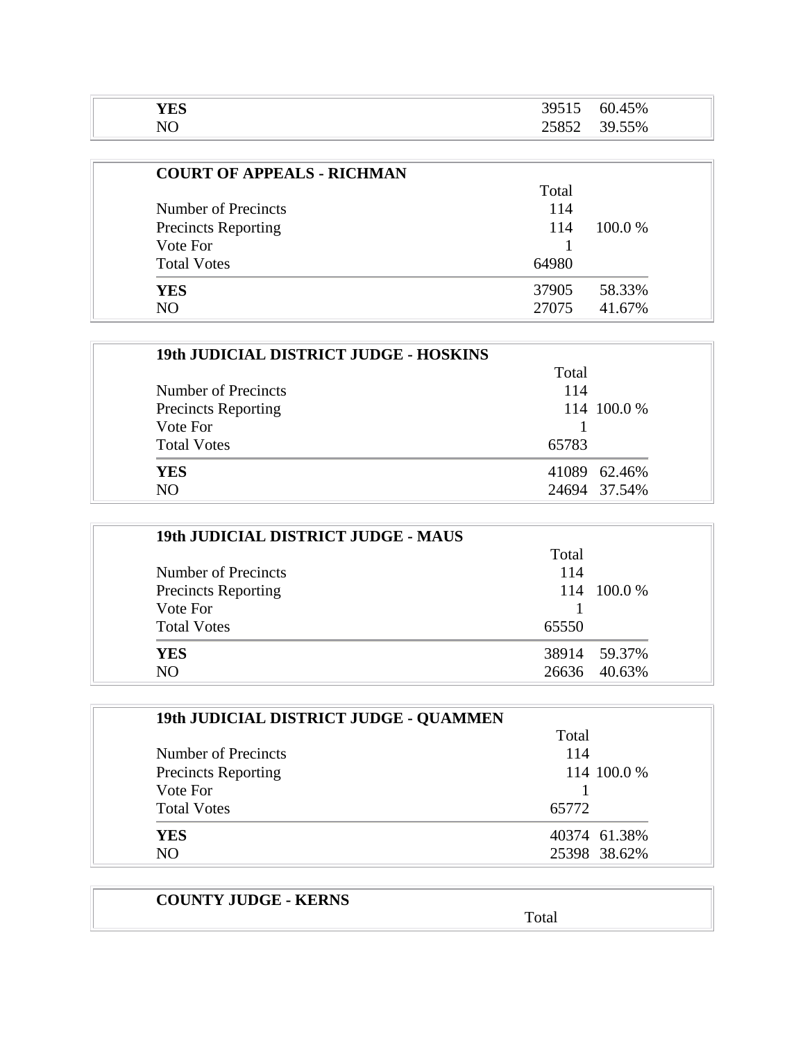| | | |
|---|---|---|
| **YES** | 39515 | 60.45% |
| NO | 25852 | 39.55% |

**COURT OF APPEALS - RICHMAN**

| | Total | |
|---|---|---|
| Number of Precincts | 114 | |
| Precincts Reporting | 114 | 100.0 % |
| Vote For | 1 | |
| Total Votes | 64980 | |
| **YES** | 37905 | 58.33% |
| NO | 27075 | 41.67% |

**19th JUDICIAL DISTRICT JUDGE - HOSKINS**

| | Total | |
|---|---|---|
| Number of Precincts | 114 | |
| Precincts Reporting | 114 | 100.0 % |
| Vote For | 1 | |
| Total Votes | 65783 | |
| **YES** | 41089 | 62.46% |
| NO | 24694 | 37.54% |

**19th JUDICIAL DISTRICT JUDGE - MAUS**

| | Total | |
|---|---|---|
| Number of Precincts | 114 | |
| Precincts Reporting | 114 | 100.0 % |
| Vote For | 1 | |
| Total Votes | 65550 | |
| **YES** | 38914 | 59.37% |
| NO | 26636 | 40.63% |

**19th JUDICIAL DISTRICT JUDGE - QUAMMEN**

| | Total | |
|---|---|---|
| Number of Precincts | 114 | |
| Precincts Reporting | 114 | 100.0 % |
| Vote For | 1 | |
| Total Votes | 65772 | |
| **YES** | 40374 | 61.38% |
| NO | 25398 | 38.62% |

**COUNTY JUDGE - KERNS**

| | Total |
|---|---|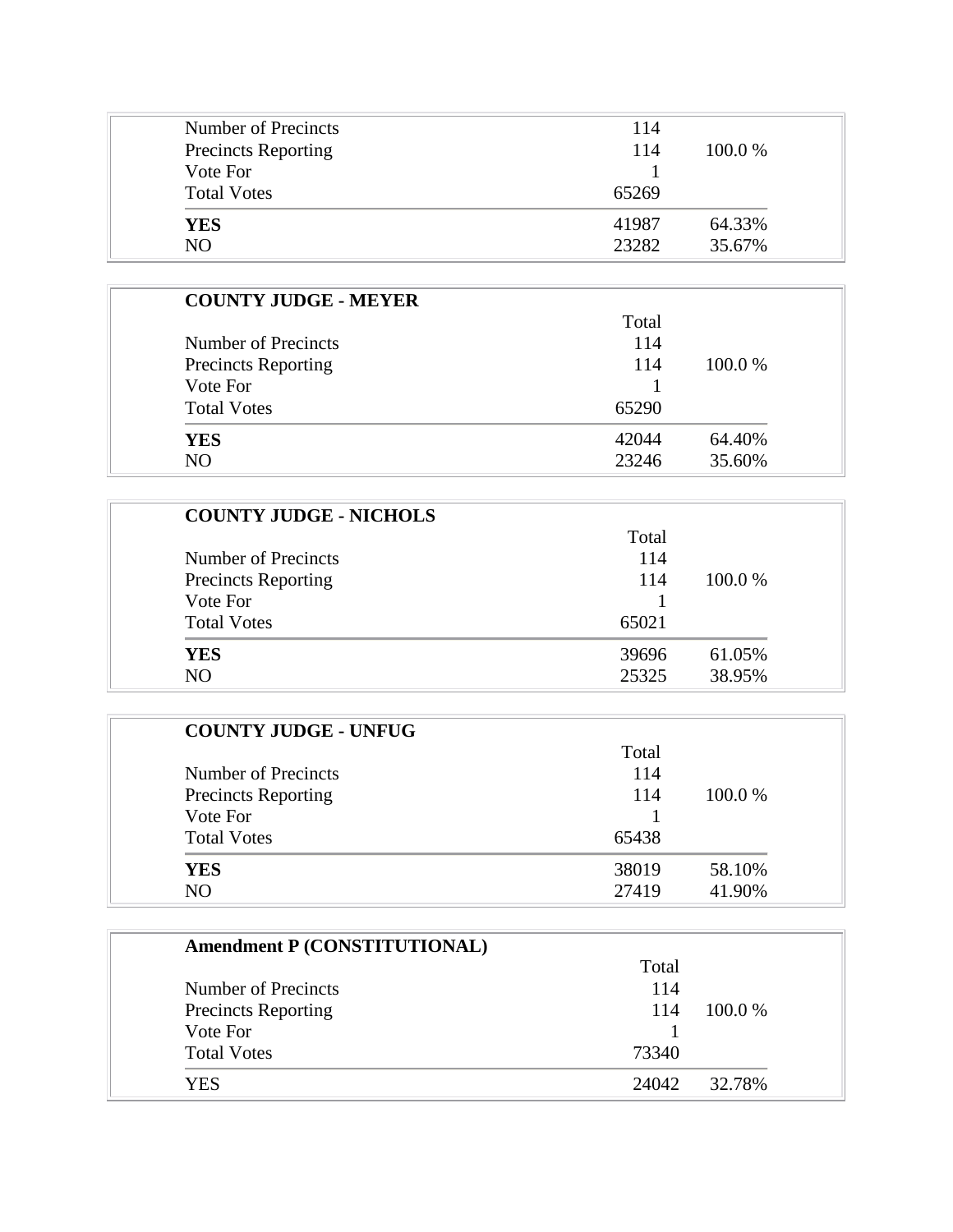| | | |
|---|---|---|
| Number of Precincts | 114 | |
| Precincts Reporting | 114 | 100.0 % |
| Vote For | 1 | |
| Total Votes | 65269 | |
| **YES** | 41987 | 64.33% |
| NO | 23282 | 35.67% |

**COUNTY JUDGE - MEYER**

| | Total | |
|---|---|---|
| Number of Precincts | 114 | |
| Precincts Reporting | 114 | 100.0 % |
| Vote For | 1 | |
| Total Votes | 65290 | |
| **YES** | 42044 | 64.40% |
| NO | 23246 | 35.60% |

**COUNTY JUDGE - NICHOLS**

| | Total | |
|---|---|---|
| Number of Precincts | 114 | |
| Precincts Reporting | 114 | 100.0 % |
| Vote For | 1 | |
| Total Votes | 65021 | |
| **YES** | 39696 | 61.05% |
| NO | 25325 | 38.95% |

**COUNTY JUDGE - UNFUG**

| | Total | |
|---|---|---|
| Number of Precincts | 114 | |
| Precincts Reporting | 114 | 100.0 % |
| Vote For | 1 | |
| Total Votes | 65438 | |
| **YES** | 38019 | 58.10% |
| NO | 27419 | 41.90% |

**Amendment P (CONSTITUTIONAL)**

| | Total | |
|---|---|---|
| Number of Precincts | 114 | |
| Precincts Reporting | 114 | 100.0 % |
| Vote For | 1 | |
| Total Votes | 73340 | |
| YES | 24042 | 32.78% |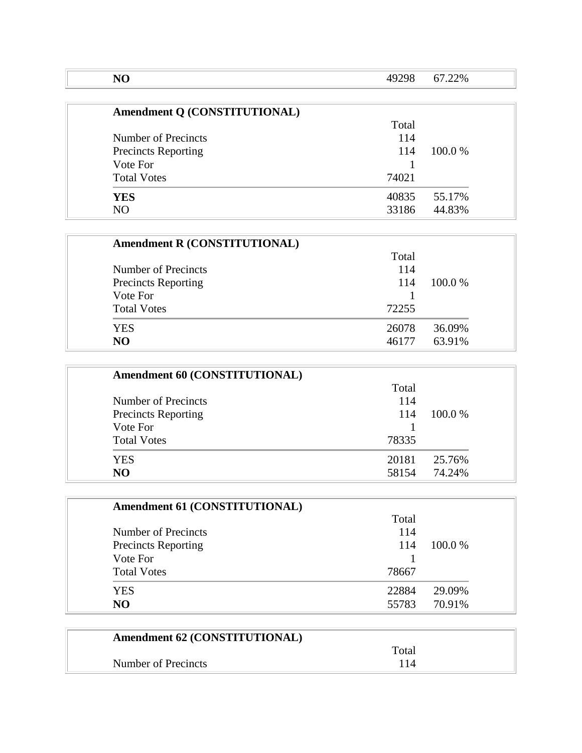| | | |
|---|---|---|
| **NO** | 49298 | 67.22% |

| **Amendment Q (CONSTITUTIONAL)** | | |
|---|---|---|
| | Total | |
| Number of Precincts | 114 | |
| Precincts Reporting | 114 | 100.0 % |
| Vote For | 1 | |
| Total Votes | 74021 | |
| **YES** | 40835 | 55.17% |
| NO | 33186 | 44.83% |

| **Amendment R (CONSTITUTIONAL)** | | |
|---|---|---|
| | Total | |
| Number of Precincts | 114 | |
| Precincts Reporting | 114 | 100.0 % |
| Vote For | 1 | |
| Total Votes | 72255 | |
| YES | 26078 | 36.09% |
| **NO** | 46177 | 63.91% |

| **Amendment 60 (CONSTITUTIONAL)** | | |
|---|---|---|
| | Total | |
| Number of Precincts | 114 | |
| Precincts Reporting | 114 | 100.0 % |
| Vote For | 1 | |
| Total Votes | 78335 | |
| YES | 20181 | 25.76% |
| **NO** | 58154 | 74.24% |

| **Amendment 61 (CONSTITUTIONAL)** | | |
|---|---|---|
| | Total | |
| Number of Precincts | 114 | |
| Precincts Reporting | 114 | 100.0 % |
| Vote For | 1 | |
| Total Votes | 78667 | |
| YES | 22884 | 29.09% |
| **NO** | 55783 | 70.91% |

| **Amendment 62 (CONSTITUTIONAL)** | | |
|---|---|---|
| | Total | |
| Number of Precincts | 114 | |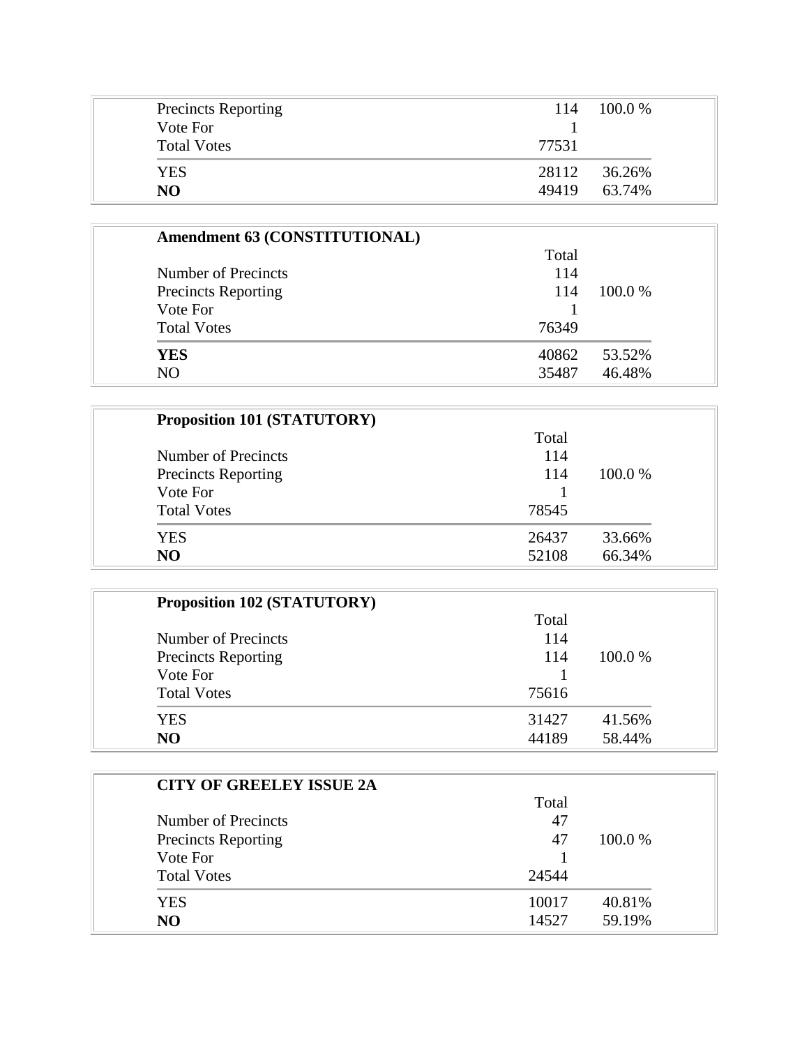| | | |
|---|---|---|
| Precincts Reporting | 114 | 100.0 % |
| Vote For | 1 | |
| Total Votes | 77531 | |
| YES | 28112 | 36.26% |
| **NO** | 49419 | 63.74% |

**Amendment 63 (CONSTITUTIONAL)**

| | Total | |
|---|---|---|
| Number of Precincts | 114 | |
| Precincts Reporting | 114 | 100.0 % |
| Vote For | 1 | |
| Total Votes | 76349 | |
| **YES** | 40862 | 53.52% |
| NO | 35487 | 46.48% |

**Proposition 101 (STATUTORY)**

| | Total | |
|---|---|---|
| Number of Precincts | 114 | |
| Precincts Reporting | 114 | 100.0 % |
| Vote For | 1 | |
| Total Votes | 78545 | |
| YES | 26437 | 33.66% |
| **NO** | 52108 | 66.34% |

**Proposition 102 (STATUTORY)**

| | Total | |
|---|---|---|
| Number of Precincts | 114 | |
| Precincts Reporting | 114 | 100.0 % |
| Vote For | 1 | |
| Total Votes | 75616 | |
| YES | 31427 | 41.56% |
| **NO** | 44189 | 58.44% |

**CITY OF GREELEY ISSUE 2A**

| | Total | |
|---|---|---|
| Number of Precincts | 47 | |
| Precincts Reporting | 47 | 100.0 % |
| Vote For | 1 | |
| Total Votes | 24544 | |
| YES | 10017 | 40.81% |
| **NO** | 14527 | 59.19% |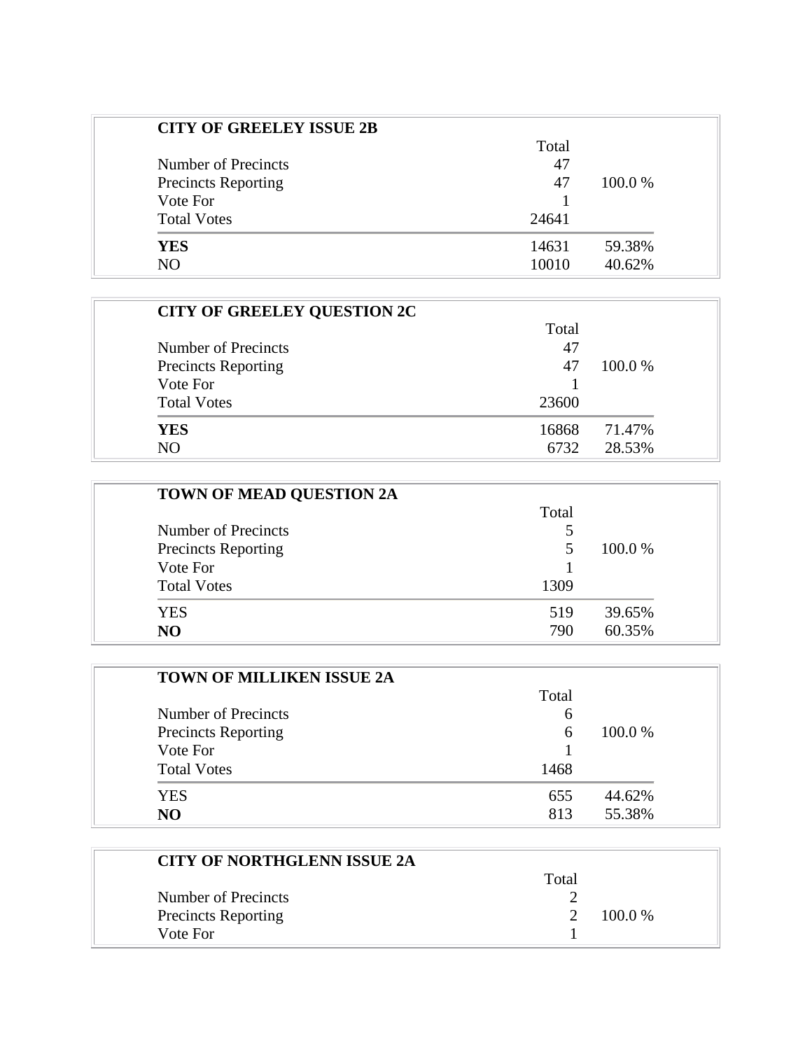| CITY OF GREELEY ISSUE 2B | | |
|---|---|---|
| | Total | |
| Number of Precincts | 47 | |
| Precincts Reporting | 47 | 100.0 % |
| Vote For | 1 | |
| Total Votes | 24641 | |
| **YES** | 14631 | 59.38% |
| NO | 10010 | 40.62% |

| CITY OF GREELEY QUESTION 2C | | |
|---|---|---|
| | Total | |
| Number of Precincts | 47 | |
| Precincts Reporting | 47 | 100.0 % |
| Vote For | 1 | |
| Total Votes | 23600 | |
| **YES** | 16868 | 71.47% |
| NO | 6732 | 28.53% |

| TOWN OF MEAD QUESTION 2A | | |
|---|---|---|
| | Total | |
| Number of Precincts | 5 | |
| Precincts Reporting | 5 | 100.0 % |
| Vote For | 1 | |
| Total Votes | 1309 | |
| YES | 519 | 39.65% |
| **NO** | 790 | 60.35% |

| TOWN OF MILLIKEN ISSUE 2A | | |
|---|---|---|
| | Total | |
| Number of Precincts | 6 | |
| Precincts Reporting | 6 | 100.0 % |
| Vote For | 1 | |
| Total Votes | 1468 | |
| YES | 655 | 44.62% |
| **NO** | 813 | 55.38% |

| CITY OF NORTHGLENN ISSUE 2A | | |
|---|---|---|
| | Total | |
| Number of Precincts | 2 | |
| Precincts Reporting | 2 | 100.0 % |
| Vote For | 1 | |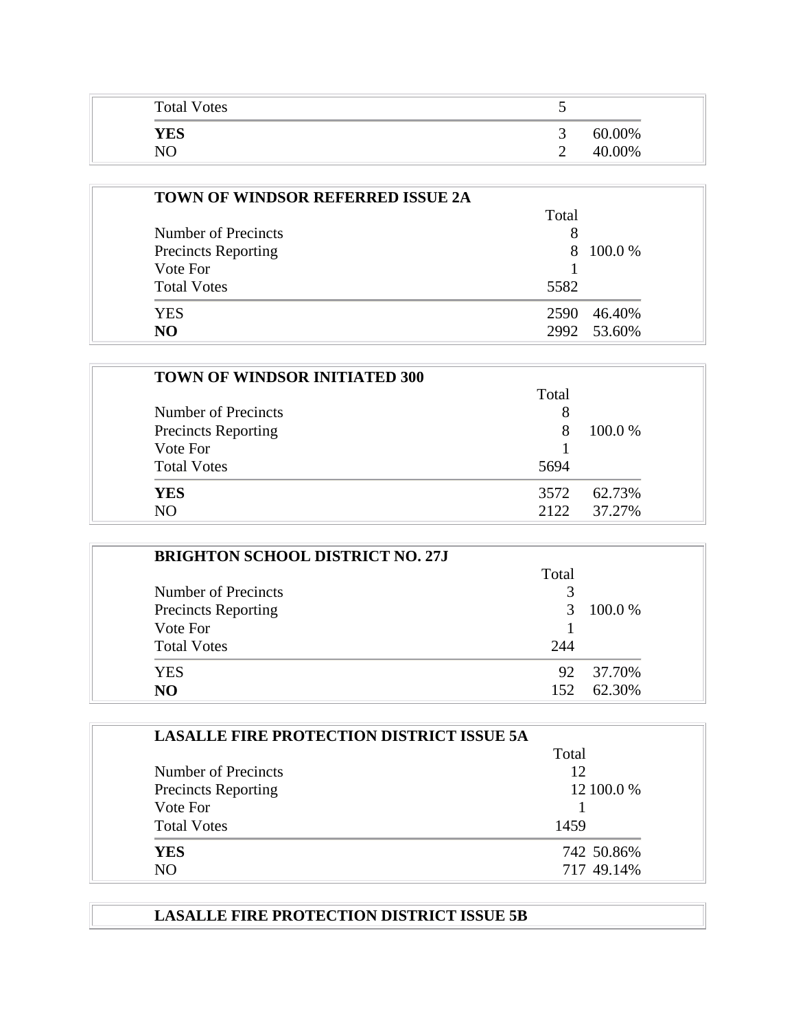| | | |
|---|---|---|
| Total Votes | 5 | |
| **YES** | 3 | 60.00% |
| NO | 2 | 40.00% |

**TOWN OF WINDSOR REFERRED ISSUE 2A**

| | Total | |
|---|---|---|
| Number of Precincts | 8 | |
| Precincts Reporting | 8 | 100.0 % |
| Vote For | 1 | |
| Total Votes | 5582 | |
| YES | 2590 | 46.40% |
| **NO** | 2992 | 53.60% |

**TOWN OF WINDSOR INITIATED 300**

| | Total | |
|---|---|---|
| Number of Precincts | 8 | |
| Precincts Reporting | 8 | 100.0 % |
| Vote For | 1 | |
| Total Votes | 5694 | |
| **YES** | 3572 | 62.73% |
| NO | 2122 | 37.27% |

**BRIGHTON SCHOOL DISTRICT NO. 27J**

| | Total | |
|---|---|---|
| Number of Precincts | 3 | |
| Precincts Reporting | 3 | 100.0 % |
| Vote For | 1 | |
| Total Votes | 244 | |
| YES | 92 | 37.70% |
| **NO** | 152 | 62.30% |

**LASALLE FIRE PROTECTION DISTRICT ISSUE 5A**

| | Total | |
|---|---|---|
| Number of Precincts | 12 | |
| Precincts Reporting | 12 | 100.0 % |
| Vote For | 1 | |
| Total Votes | 1459 | |
| **YES** | 742 | 50.86% |
| NO | 717 | 49.14% |

**LASALLE FIRE PROTECTION DISTRICT ISSUE 5B**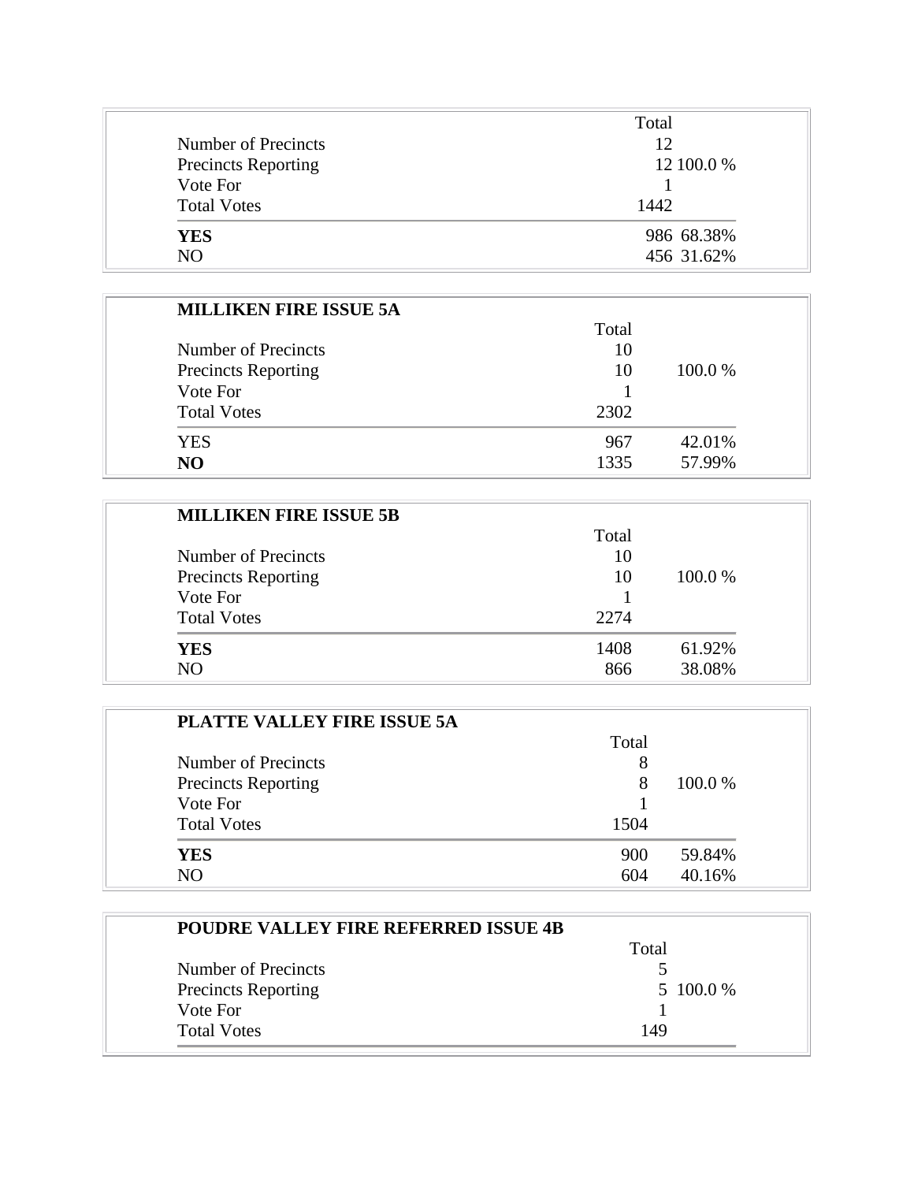| | Total | |
|---|---|---|
| Number of Precincts | 12 | |
| Precincts Reporting | 12 | 100.0 % |
| Vote For | 1 | |
| Total Votes | 1442 | |
| **YES** | 986 | 68.38% |
| NO | 456 | 31.62% |

**MILLIKEN FIRE ISSUE 5A**

| | Total | |
|---|---|---|
| Number of Precincts | 10 | |
| Precincts Reporting | 10 | 100.0 % |
| Vote For | 1 | |
| Total Votes | 2302 | |
| YES | 967 | 42.01% |
| **NO** | 1335 | 57.99% |

**MILLIKEN FIRE ISSUE 5B**

| | Total | |
|---|---|---|
| Number of Precincts | 10 | |
| Precincts Reporting | 10 | 100.0 % |
| Vote For | 1 | |
| Total Votes | 2274 | |
| **YES** | 1408 | 61.92% |
| NO | 866 | 38.08% |

**PLATTE VALLEY FIRE ISSUE 5A**

| | Total | |
|---|---|---|
| Number of Precincts | 8 | |
| Precincts Reporting | 8 | 100.0 % |
| Vote For | 1 | |
| Total Votes | 1504 | |
| **YES** | 900 | 59.84% |
| NO | 604 | 40.16% |

**POUDRE VALLEY FIRE REFERRED ISSUE 4B**

| | Total | |
|---|---|---|
| Number of Precincts | 5 | |
| Precincts Reporting | 5 | 100.0 % |
| Vote For | 1 | |
| Total Votes | 149 | |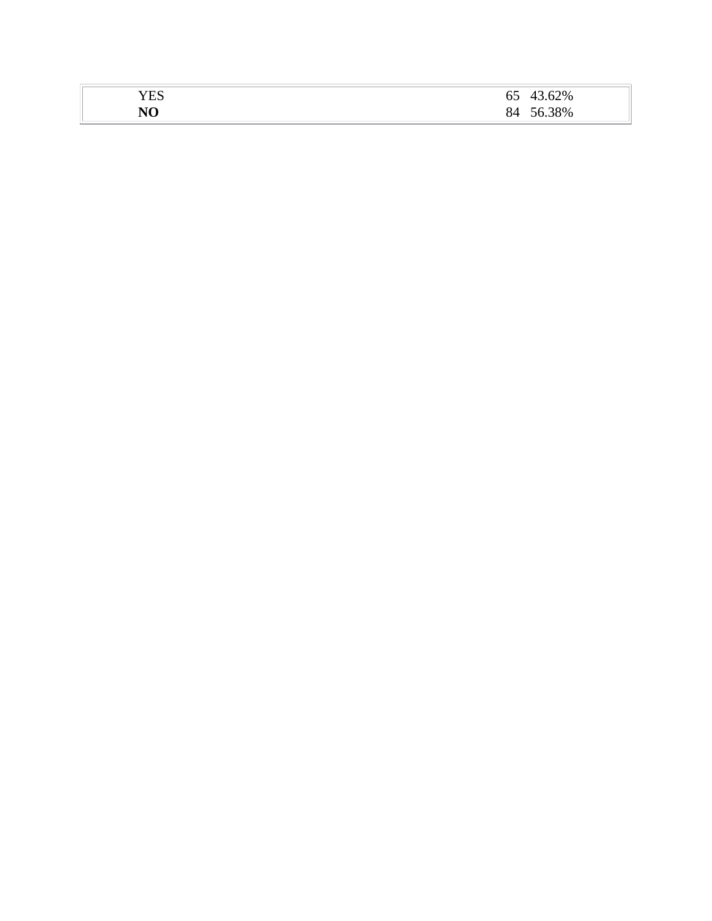| | | |
|---|---|---|
| YES | 65 | 43.62% |
| **NO** | 84 | 56.38% |